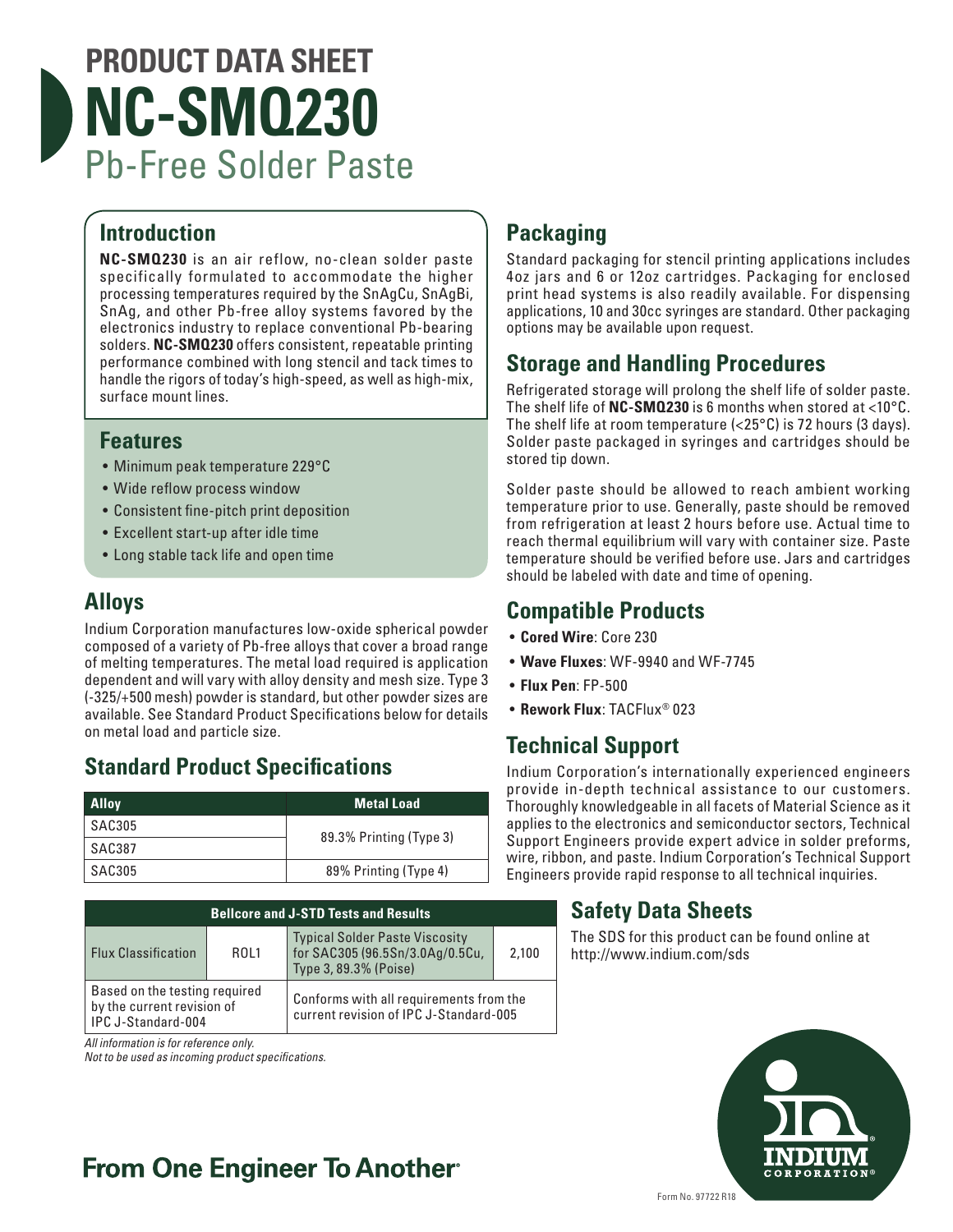# PRODUCT DATA SHEET
# NC-SMQ230
## Pb-Free Solder Paste

## Introduction

**NC-SMQ230** is an air reflow, no-clean solder paste specifically formulated to accommodate the higher processing temperatures required by the SnAgCu, SnAgBi, SnAg, and other Pb-free alloy systems favored by the electronics industry to replace conventional Pb-bearing solders. **NC-SMQ230** offers consistent, repeatable printing performance combined with long stencil and tack times to handle the rigors of today's high-speed, as well as high-mix, surface mount lines.

## Features

- Minimum peak temperature 229°C
- Wide reflow process window
- Consistent fine-pitch print deposition
- Excellent start-up after idle time
- Long stable tack life and open time

## Alloys

Indium Corporation manufactures low-oxide spherical powder composed of a variety of Pb-free alloys that cover a broad range of melting temperatures. The metal load required is application dependent and will vary with alloy density and mesh size. Type 3 (-325/+500 mesh) powder is standard, but other powder sizes are available. See Standard Product Specifications below for details on metal load and particle size.

## Standard Product Specifications

| Alloy | Metal Load |
|---|---|
| SAC305 | 89.3% Printing (Type 3) |
| SAC387 | |
| SAC305 | 89% Printing (Type 4) |

| Bellcore and J-STD Tests and Results | | | |
|---|---|---|---|
| Flux Classification | ROL1 | Typical Solder Paste Viscosity for SAC305 (96.5Sn/3.0Ag/0.5Cu, Type 3, 89.3% (Poise) | 2,100 |
| Based on the testing required by the current revision of IPC J-Standard-004 | | Conforms with all requirements from the current revision of IPC J-Standard-005 | |

*All information is for reference only.*
*Not to be used as incoming product specifications.*

## Packaging

Standard packaging for stencil printing applications includes 4oz jars and 6 or 12oz cartridges. Packaging for enclosed print head systems is also readily available. For dispensing applications, 10 and 30cc syringes are standard. Other packaging options may be available upon request.

## Storage and Handling Procedures

Refrigerated storage will prolong the shelf life of solder paste. The shelf life of **NC-SMQ230** is 6 months when stored at <10°C. The shelf life at room temperature (<25°C) is 72 hours (3 days). Solder paste packaged in syringes and cartridges should be stored tip down.

Solder paste should be allowed to reach ambient working temperature prior to use. Generally, paste should be removed from refrigeration at least 2 hours before use. Actual time to reach thermal equilibrium will vary with container size. Paste temperature should be verified before use. Jars and cartridges should be labeled with date and time of opening.

## Compatible Products

- **Cored Wire**: Core 230
- **Wave Fluxes**: WF-9940 and WF-7745
- **Flux Pen**: FP-500
- **Rework Flux**: TACFlux® 023

## Technical Support

Indium Corporation's internationally experienced engineers provide in-depth technical assistance to our customers. Thoroughly knowledgeable in all facets of Material Science as it applies to the electronics and semiconductor sectors, Technical Support Engineers provide expert advice in solder preforms, wire, ribbon, and paste. Indium Corporation's Technical Support Engineers provide rapid response to all technical inquiries.

## Safety Data Sheets

The SDS for this product can be found online at http://www.indium.com/sds

**From One Engineer To Another®**

INDIUM CORPORATION®

Form No. 97722 R18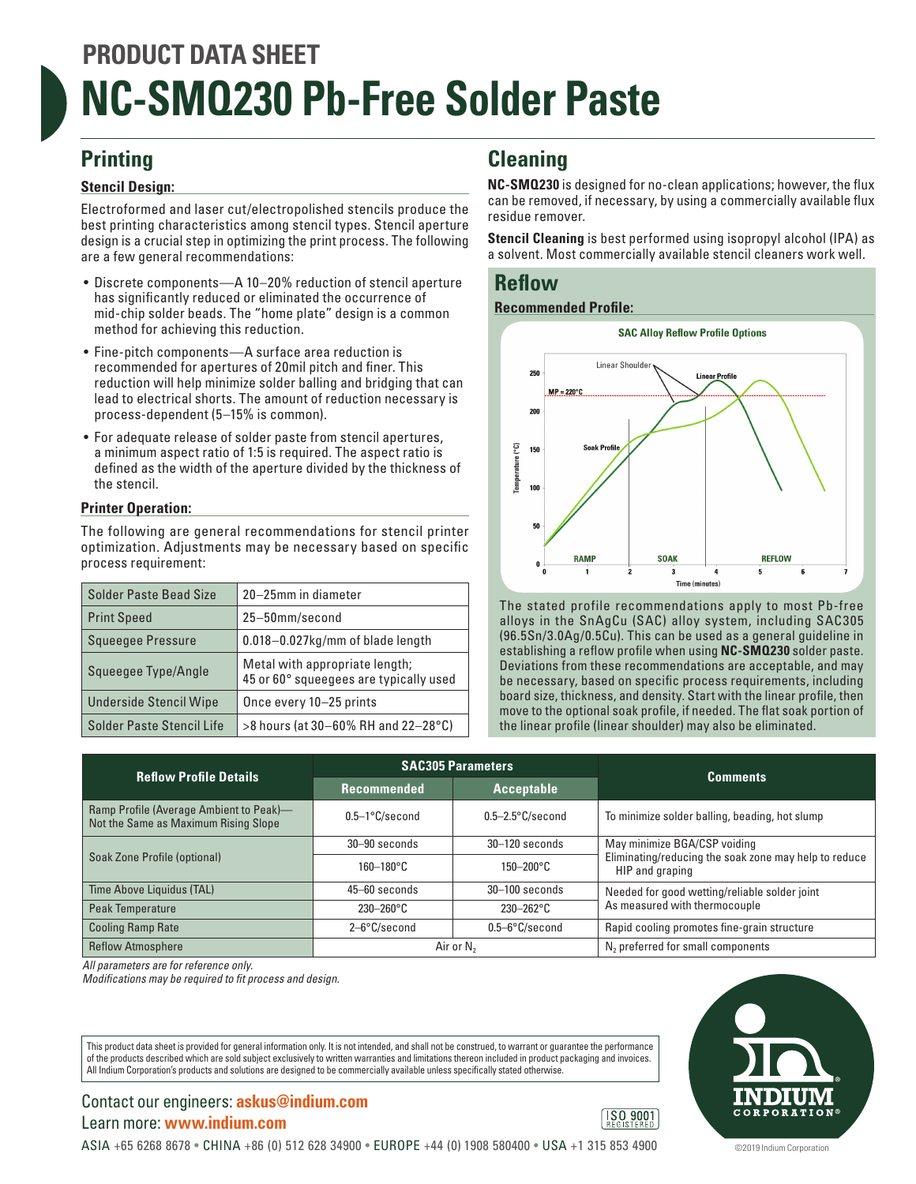# PRODUCT DATA SHEET

# NC-SMQ230 Pb-Free Solder Paste

## Printing

### Stencil Design:

Electroformed and laser cut/electropolished stencils produce the best printing characteristics among stencil types. Stencil aperture design is a crucial step in optimizing the print process. The following are a few general recommendations:

- Discrete components—A 10–20% reduction of stencil aperture has significantly reduced or eliminated the occurrence of mid-chip solder beads. The "home plate" design is a common method for achieving this reduction.
- Fine-pitch components—A surface area reduction is recommended for apertures of 20mil pitch and finer. This reduction will help minimize solder balling and bridging that can lead to electrical shorts. The amount of reduction necessary is process-dependent (5–15% is common).
- For adequate release of solder paste from stencil apertures, a minimum aspect ratio of 1:5 is required. The aspect ratio is defined as the width of the aperture divided by the thickness of the stencil.

### Printer Operation:

The following are general recommendations for stencil printer optimization. Adjustments may be necessary based on specific process requirement:

| | |
|---|---|
| Solder Paste Bead Size | 20–25mm in diameter |
| Print Speed | 25–50mm/second |
| Squeegee Pressure | 0.018–0.027kg/mm of blade length |
| Squeegee Type/Angle | Metal with appropriate length; 45 or 60° squeegees are typically used |
| Underside Stencil Wipe | Once every 10–25 prints |
| Solder Paste Stencil Life | >8 hours (at 30–60% RH and 22–28°C) |

## Cleaning

**NC-SMQ230** is designed for no-clean applications; however, the flux can be removed, if necessary, by using a commercially available flux residue remover.

**Stencil Cleaning** is best performed using isopropyl alcohol (IPA) as a solvent. Most commercially available stencil cleaners work well.

## Reflow

### Recommended Profile:

SAC Alloy Reflow Profile Options

Linear Shoulder

Linear Profile

MP = 220°C

Soak Profile

Temperature (°C)

250
200
150
100
50
0

RAMP
SOAK
REFLOW

0 1 2 3 4 5 6 7

Time (minutes)

The stated profile recommendations apply to most Pb-free alloys in the SnAgCu (SAC) alloy system, including SAC305 (96.5Sn/3.0Ag/0.5Cu). This can be used as a general guideline in establishing a reflow profile when using **NC-SMQ230** solder paste. Deviations from these recommendations are acceptable, and may be necessary, based on specific process requirements, including board size, thickness, and density. Start with the linear profile, then move to the optional soak profile, if needed. The flat soak portion of the linear profile (linear shoulder) may also be eliminated.

| Reflow Profile Details | SAC305 Parameters | | Comments |
|---|---|---|---|
| | Recommended | Acceptable | |
| Ramp Profile (Average Ambient to Peak)—Not the Same as Maximum Rising Slope | 0.5–1°C/second | 0.5–2.5°C/second | To minimize solder balling, beading, hot slump |
| Soak Zone Profile (optional) | 30–90 seconds | 30–120 seconds | May minimize BGA/CSP voiding; Eliminating/reducing the soak zone may help to reduce HIP and graping |
| | 160–180°C | 150–200°C | |
| Time Above Liquidus (TAL) | 45–60 seconds | 30–100 seconds | Needed for good wetting/reliable solder joint |
| Peak Temperature | 230–260°C | 230–262°C | As measured with thermocouple |
| Cooling Ramp Rate | 2–6°C/second | 0.5–6°C/second | Rapid cooling promotes fine-grain structure |
| Reflow Atmosphere | Air or $N_2$ | | $N_2$ preferred for small components |

*All parameters are for reference only.*
*Modifications may be required to fit process and design.*

This product data sheet is provided for general information only. It is not intended, and shall not be construed, to warrant or guarantee the performance of the products described which are sold subject exclusively to written warranties and limitations thereon included in product packaging and invoices. All Indium Corporation's products and solutions are designed to be commercially available unless specifically stated otherwise.

Contact our engineers: **askus@indium.com**
Learn more: **www.indium.com**

ASIA +65 6268 8678 • CHINA +86 (0) 512 628 34900 • EUROPE +44 (0) 1908 580400 • USA +1 315 853 4900

ISO 9001 REGISTERED

INDIUM CORPORATION®

©2019 Indium Corporation